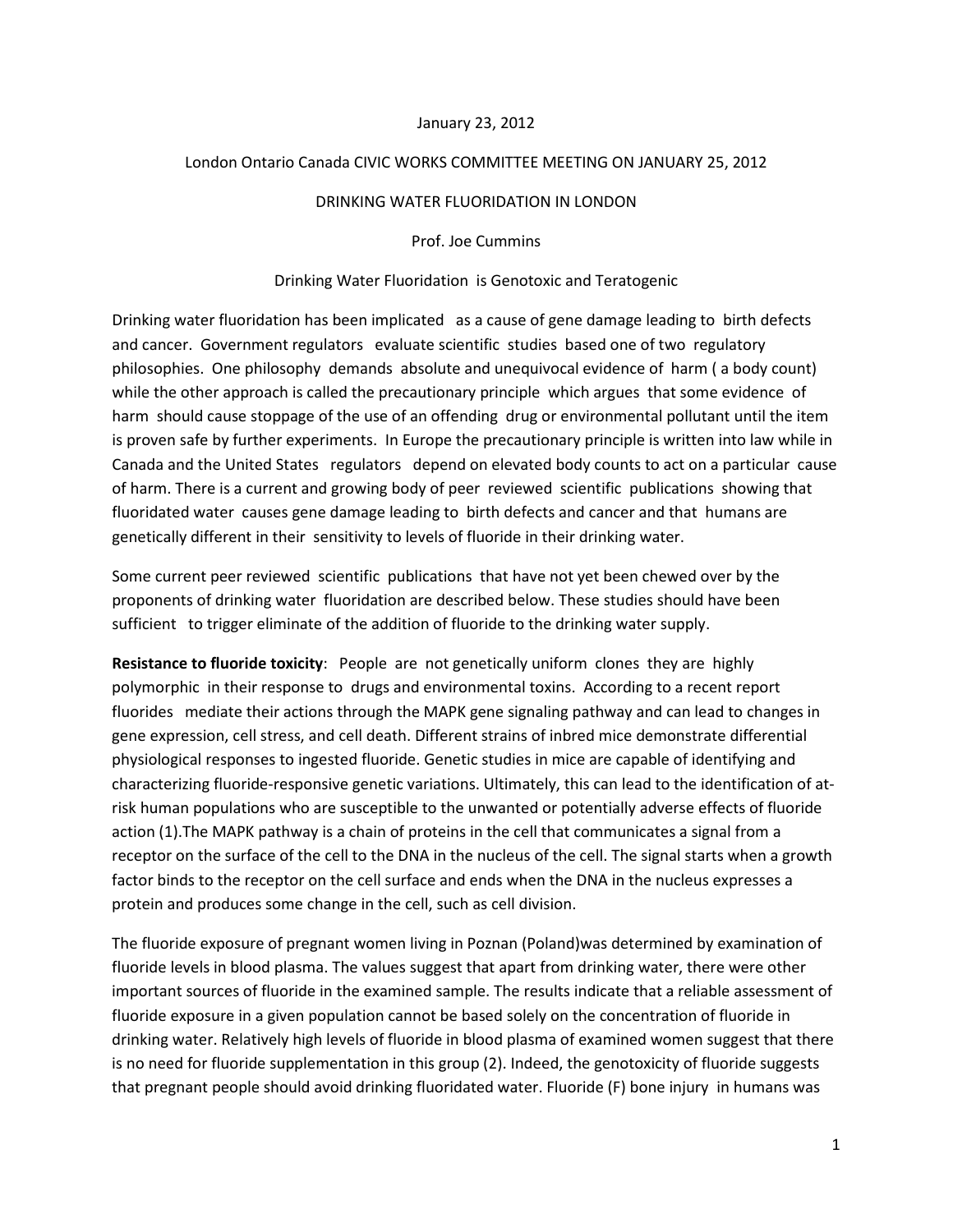January 23, 2012

London Ontario Canada CIVIC WORKS COMMITTEE MEETING ON JANUARY 25, 2012

DRINKING WATER FLUORIDATION IN LONDON

Prof. Joe Cummins

Drinking Water Fluoridation is Genotoxic and Teratogenic

Drinking water fluoridation has been implicated as a cause of gene damage leading to birth defects and cancer. Government regulators evaluate scientific studies based one of two regulatory philosophies. One philosophy demands absolute and unequivocal evidence of harm ( a body count) while the other approach is called the precautionary principle which argues that some evidence of harm should cause stoppage of the use of an offending drug or environmental pollutant until the item is proven safe by further experiments. In Europe the precautionary principle is written into law while in Canada and the United States regulators depend on elevated body counts to act on a particular cause of harm. There is a current and growing body of peer reviewed scientific publications showing that fluoridated water causes gene damage leading to birth defects and cancer and that humans are genetically different in their sensitivity to levels of fluoride in their drinking water.

Some current peer reviewed scientific publications that have not yet been chewed over by the proponents of drinking water fluoridation are described below. These studies should have been sufficient to trigger eliminate of the addition of fluoride to the drinking water supply.

**Resistance to fluoride toxicity**: People are not genetically uniform clones they are highly polymorphic in their response to drugs and environmental toxins. According to a recent report fluorides mediate their actions through the MAPK gene signaling pathway and can lead to changes in gene expression, cell stress, and cell death. Different strains of inbred mice demonstrate differential physiological responses to ingested fluoride. Genetic studies in mice are capable of identifying and characterizing fluoride-responsive genetic variations. Ultimately, this can lead to the identification of at-risk human populations who are susceptible to the unwanted or potentially adverse effects of fluoride action (1).The MAPK pathway is a chain of proteins in the cell that communicates a signal from a receptor on the surface of the cell to the DNA in the nucleus of the cell. The signal starts when a growth factor binds to the receptor on the cell surface and ends when the DNA in the nucleus expresses a protein and produces some change in the cell, such as cell division.

The fluoride exposure of pregnant women living in Poznan (Poland)was determined by examination of fluoride levels in blood plasma. The values suggest that apart from drinking water, there were other important sources of fluoride in the examined sample. The results indicate that a reliable assessment of fluoride exposure in a given population cannot be based solely on the concentration of fluoride in drinking water. Relatively high levels of fluoride in blood plasma of examined women suggest that there is no need for fluoride supplementation in this group (2). Indeed, the genotoxicity of fluoride suggests that pregnant people should avoid drinking fluoridated water. Fluoride (F) bone injury in humans was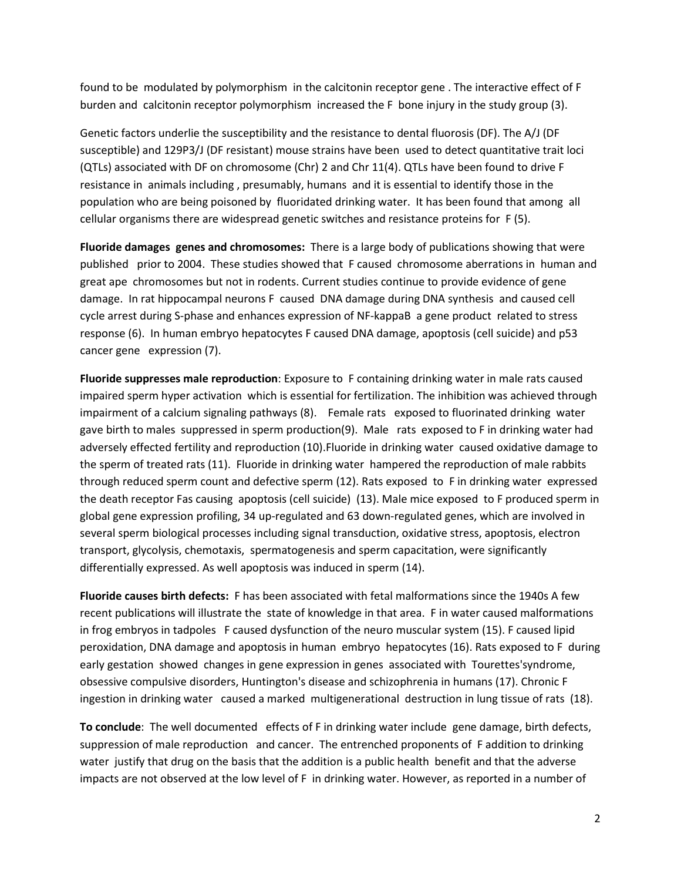found to be modulated by polymorphism in the calcitonin receptor gene . The interactive effect of F burden and calcitonin receptor polymorphism increased the F bone injury in the study group (3).

Genetic factors underlie the susceptibility and the resistance to dental fluorosis (DF). The A/J (DF susceptible) and 129P3/J (DF resistant) mouse strains have been used to detect quantitative trait loci (QTLs) associated with DF on chromosome (Chr) 2 and Chr 11(4). QTLs have been found to drive F resistance in animals including , presumably, humans and it is essential to identify those in the population who are being poisoned by fluoridated drinking water. It has been found that among all cellular organisms there are widespread genetic switches and resistance proteins for F (5).

**Fluoride damages genes and chromosomes:** There is a large body of publications showing that were published prior to 2004. These studies showed that F caused chromosome aberrations in human and great ape chromosomes but not in rodents. Current studies continue to provide evidence of gene damage. In rat hippocampal neurons F caused DNA damage during DNA synthesis and caused cell cycle arrest during S-phase and enhances expression of NF-kappaB a gene product related to stress response (6). In human embryo hepatocytes F caused DNA damage, apoptosis (cell suicide) and p53 cancer gene expression (7).

**Fluoride suppresses male reproduction**: Exposure to F containing drinking water in male rats caused impaired sperm hyper activation which is essential for fertilization. The inhibition was achieved through impairment of a calcium signaling pathways (8). Female rats exposed to fluorinated drinking water gave birth to males suppressed in sperm production(9). Male rats exposed to F in drinking water had adversely effected fertility and reproduction (10).Fluoride in drinking water caused oxidative damage to the sperm of treated rats (11). Fluoride in drinking water hampered the reproduction of male rabbits through reduced sperm count and defective sperm (12). Rats exposed to F in drinking water expressed the death receptor Fas causing apoptosis (cell suicide) (13). Male mice exposed to F produced sperm in global gene expression profiling, 34 up-regulated and 63 down-regulated genes, which are involved in several sperm biological processes including signal transduction, oxidative stress, apoptosis, electron transport, glycolysis, chemotaxis, spermatogenesis and sperm capacitation, were significantly differentially expressed. As well apoptosis was induced in sperm (14).

**Fluoride causes birth defects:** F has been associated with fetal malformations since the 1940s A few recent publications will illustrate the state of knowledge in that area. F in water caused malformations in frog embryos in tadpoles F caused dysfunction of the neuro muscular system (15). F caused lipid peroxidation, DNA damage and apoptosis in human embryo hepatocytes (16). Rats exposed to F during early gestation showed changes in gene expression in genes associated with Tourettes'syndrome, obsessive compulsive disorders, Huntington's disease and schizophrenia in humans (17). Chronic F ingestion in drinking water caused a marked multigenerational destruction in lung tissue of rats (18).

**To conclude**: The well documented effects of F in drinking water include gene damage, birth defects, suppression of male reproduction and cancer. The entrenched proponents of F addition to drinking water justify that drug on the basis that the addition is a public health benefit and that the adverse impacts are not observed at the low level of F in drinking water. However, as reported in a number of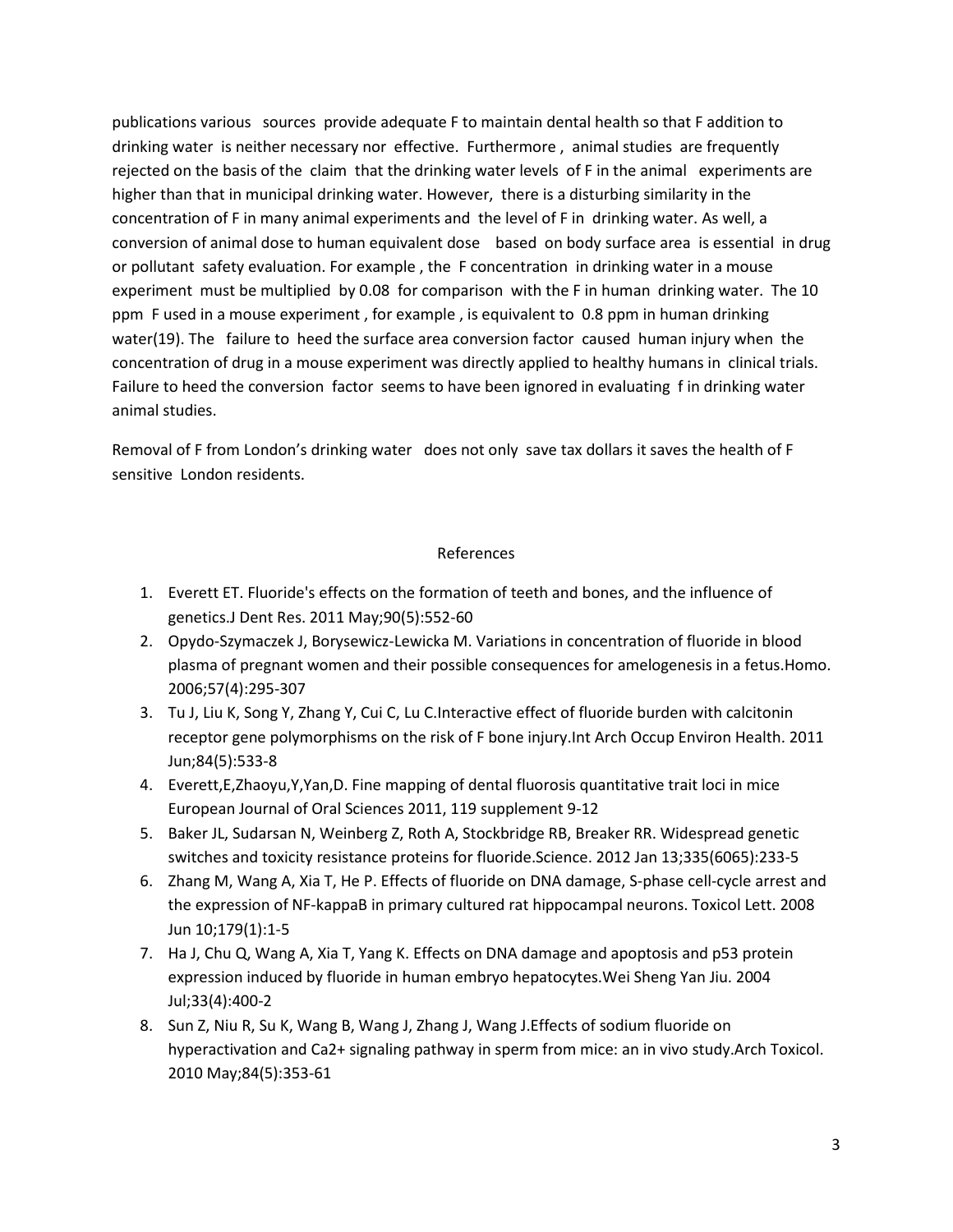publications various sources provide adequate F to maintain dental health so that F addition to drinking water is neither necessary nor effective. Furthermore , animal studies are frequently rejected on the basis of the claim that the drinking water levels of F in the animal experiments are higher than that in municipal drinking water. However, there is a disturbing similarity in the concentration of F in many animal experiments and the level of F in drinking water. As well, a conversion of animal dose to human equivalent dose based on body surface area is essential in drug or pollutant safety evaluation. For example , the F concentration in drinking water in a mouse experiment must be multiplied by 0.08 for comparison with the F in human drinking water. The 10 ppm F used in a mouse experiment , for example , is equivalent to 0.8 ppm in human drinking water(19). The failure to heed the surface area conversion factor caused human injury when the concentration of drug in a mouse experiment was directly applied to healthy humans in clinical trials. Failure to heed the conversion factor seems to have been ignored in evaluating f in drinking water animal studies.

Removal of F from London's drinking water does not only save tax dollars it saves the health of F sensitive London residents.

References

1. Everett ET. Fluoride's effects on the formation of teeth and bones, and the influence of genetics.J Dent Res. 2011 May;90(5):552-60
2. Opydo-Szymaczek J, Borysewicz-Lewicka M. Variations in concentration of fluoride in blood plasma of pregnant women and their possible consequences for amelogenesis in a fetus.Homo. 2006;57(4):295-307
3. Tu J, Liu K, Song Y, Zhang Y, Cui C, Lu C.Interactive effect of fluoride burden with calcitonin receptor gene polymorphisms on the risk of F bone injury.Int Arch Occup Environ Health. 2011 Jun;84(5):533-8
4. Everett,E,Zhaoyu,Y,Yan,D. Fine mapping of dental fluorosis quantitative trait loci in mice European Journal of Oral Sciences 2011, 119 supplement 9-12
5. Baker JL, Sudarsan N, Weinberg Z, Roth A, Stockbridge RB, Breaker RR. Widespread genetic switches and toxicity resistance proteins for fluoride.Science. 2012 Jan 13;335(6065):233-5
6. Zhang M, Wang A, Xia T, He P. Effects of fluoride on DNA damage, S-phase cell-cycle arrest and the expression of NF-kappaB in primary cultured rat hippocampal neurons. Toxicol Lett. 2008 Jun 10;179(1):1-5
7. Ha J, Chu Q, Wang A, Xia T, Yang K. Effects on DNA damage and apoptosis and p53 protein expression induced by fluoride in human embryo hepatocytes.Wei Sheng Yan Jiu. 2004 Jul;33(4):400-2
8. Sun Z, Niu R, Su K, Wang B, Wang J, Zhang J, Wang J.Effects of sodium fluoride on hyperactivation and Ca2+ signaling pathway in sperm from mice: an in vivo study.Arch Toxicol. 2010 May;84(5):353-61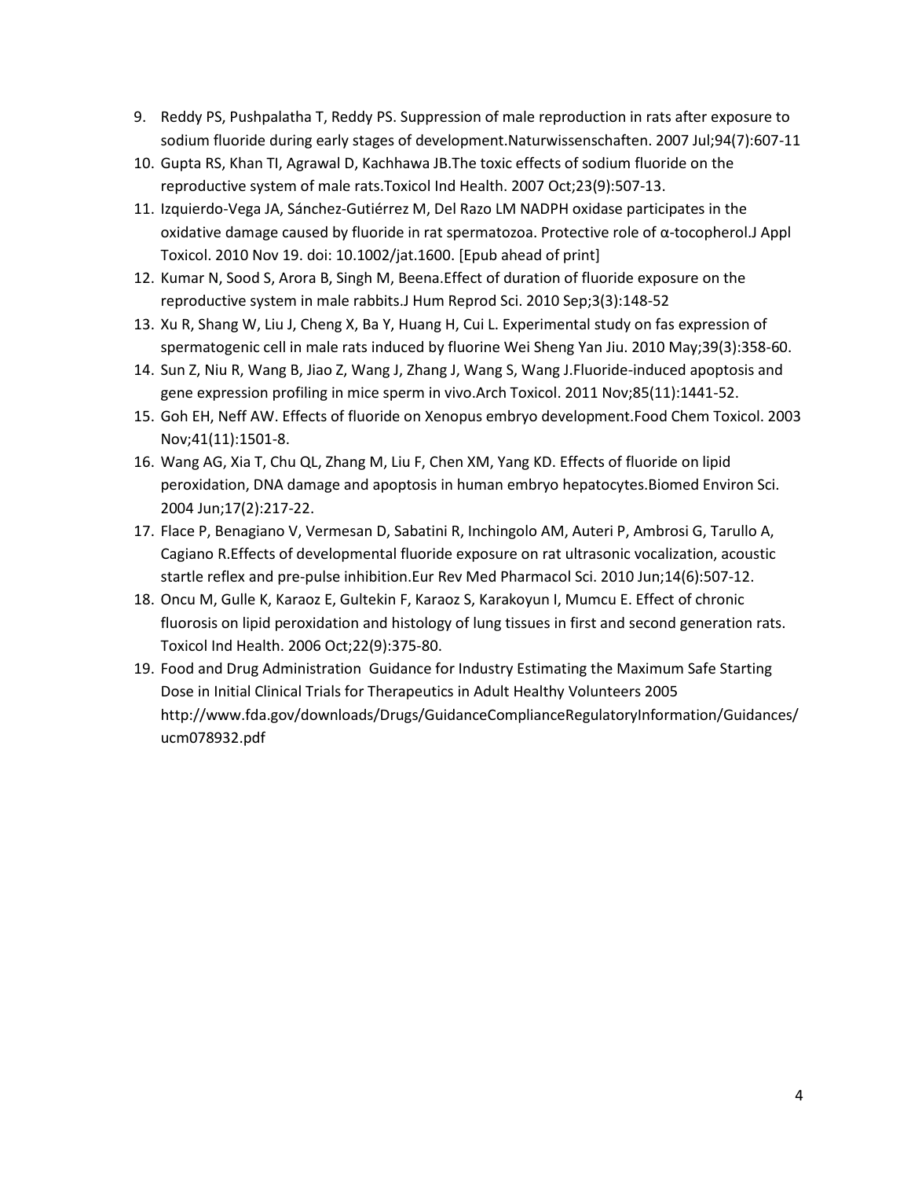9. Reddy PS, Pushpalatha T, Reddy PS. Suppression of male reproduction in rats after exposure to sodium fluoride during early stages of development.Naturwissenschaften. 2007 Jul;94(7):607-11
10. Gupta RS, Khan TI, Agrawal D, Kachhawa JB.The toxic effects of sodium fluoride on the reproductive system of male rats.Toxicol Ind Health. 2007 Oct;23(9):507-13.
11. Izquierdo-Vega JA, Sánchez-Gutiérrez M, Del Razo LM NADPH oxidase participates in the oxidative damage caused by fluoride in rat spermatozoa. Protective role of α-tocopherol.J Appl Toxicol. 2010 Nov 19. doi: 10.1002/jat.1600. [Epub ahead of print]
12. Kumar N, Sood S, Arora B, Singh M, Beena.Effect of duration of fluoride exposure on the reproductive system in male rabbits.J Hum Reprod Sci. 2010 Sep;3(3):148-52
13. Xu R, Shang W, Liu J, Cheng X, Ba Y, Huang H, Cui L. Experimental study on fas expression of spermatogenic cell in male rats induced by fluorine Wei Sheng Yan Jiu. 2010 May;39(3):358-60.
14. Sun Z, Niu R, Wang B, Jiao Z, Wang J, Zhang J, Wang S, Wang J.Fluoride-induced apoptosis and gene expression profiling in mice sperm in vivo.Arch Toxicol. 2011 Nov;85(11):1441-52.
15. Goh EH, Neff AW. Effects of fluoride on Xenopus embryo development.Food Chem Toxicol. 2003 Nov;41(11):1501-8.
16. Wang AG, Xia T, Chu QL, Zhang M, Liu F, Chen XM, Yang KD. Effects of fluoride on lipid peroxidation, DNA damage and apoptosis in human embryo hepatocytes.Biomed Environ Sci. 2004 Jun;17(2):217-22.
17. Flace P, Benagiano V, Vermesan D, Sabatini R, Inchingolo AM, Auteri P, Ambrosi G, Tarullo A, Cagiano R.Effects of developmental fluoride exposure on rat ultrasonic vocalization, acoustic startle reflex and pre-pulse inhibition.Eur Rev Med Pharmacol Sci. 2010 Jun;14(6):507-12.
18. Oncu M, Gulle K, Karaoz E, Gultekin F, Karaoz S, Karakoyun I, Mumcu E. Effect of chronic fluorosis on lipid peroxidation and histology of lung tissues in first and second generation rats. Toxicol Ind Health. 2006 Oct;22(9):375-80.
19. Food and Drug Administration Guidance for Industry Estimating the Maximum Safe Starting Dose in Initial Clinical Trials for Therapeutics in Adult Healthy Volunteers 2005 http://www.fda.gov/downloads/Drugs/GuidanceComplianceRegulatoryInformation/Guidances/ucm078932.pdf